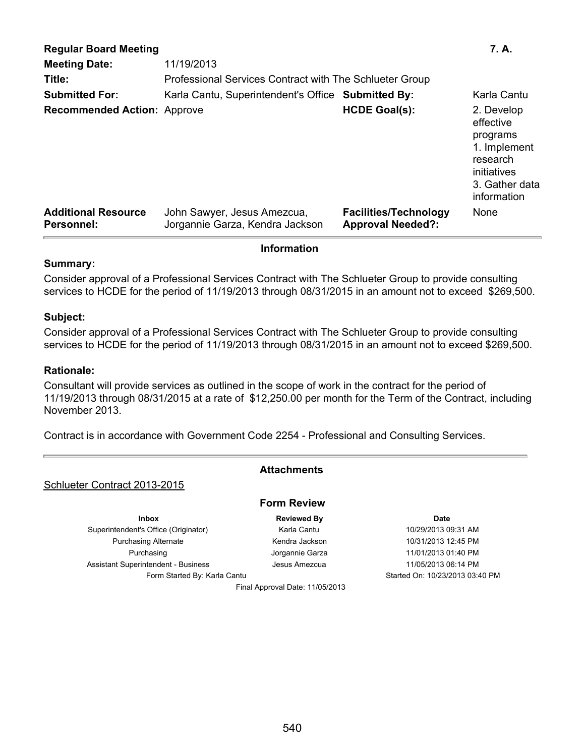| **Regular Board Meeting** | | | **7. A.** |
|---|---|---|---|
| **Meeting Date:** | 11/19/2013 | | |
| **Title:** | Professional Services Contract with The Schlueter Group | | |
| **Submitted For:** | Karla Cantu, Superintendent's Office | **Submitted By:** | Karla Cantu |
| **Recommended Action:** | Approve | **HCDE Goal(s):** | 2. Develop effective programs<br>1. Implement research initiatives<br>3. Gather data information |
| **Additional Resource Personnel:** | John Sawyer, Jesus Amezcua, Jorgannie Garza, Kendra Jackson | **Facilities/Technology Approval Needed?:** | None |

## Information

### Summary:

Consider approval of a Professional Services Contract with The Schlueter Group to provide consulting services to HCDE for the period of 11/19/2013 through 08/31/2015 in an amount not to exceed $269,500.

### Subject:

Consider approval of a Professional Services Contract with The Schlueter Group to provide consulting services to HCDE for the period of 11/19/2013 through 08/31/2015 in an amount not to exceed $269,500.

### Rationale:

Consultant will provide services as outlined in the scope of work in the contract for the period of 11/19/2013 through 08/31/2015 at a rate of $12,250.00 per month for the Term of the Contract, including November 2013.

Contract is in accordance with Government Code 2254 - Professional and Consulting Services.

## Attachments

Schlueter Contract 2013-2015

## Form Review

| Inbox | Reviewed By | Date |
|---|---|---|
| Superintendent's Office (Originator) | Karla Cantu | 10/29/2013 09:31 AM |
| Purchasing Alternate | Kendra Jackson | 10/31/2013 12:45 PM |
| Purchasing | Jorgannie Garza | 11/01/2013 01:40 PM |
| Assistant Superintendent - Business | Jesus Amezcua | 11/05/2013 06:14 PM |

Form Started By: Karla Cantu — Started On: 10/23/2013 03:40 PM

Final Approval Date: 11/05/2013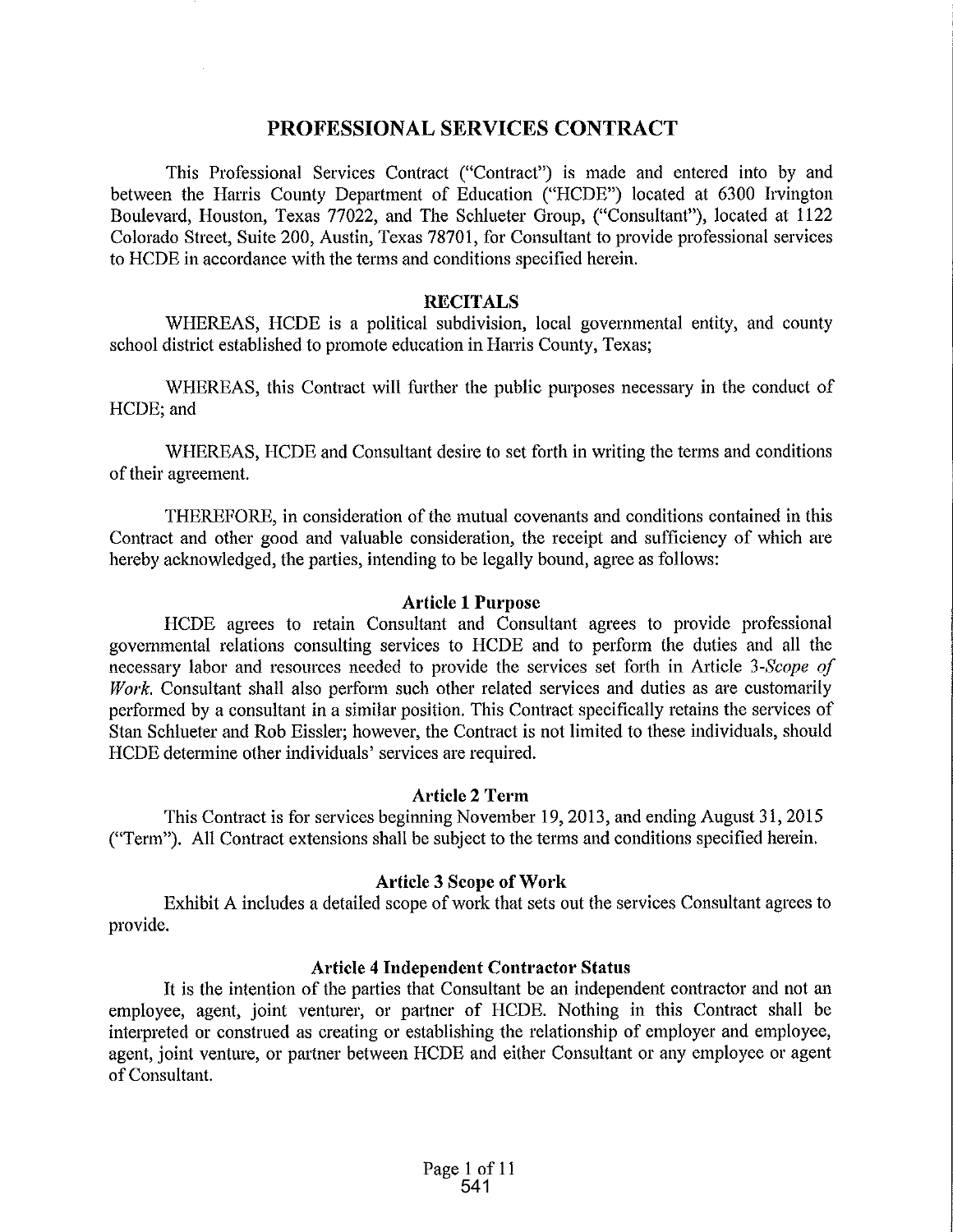# PROFESSIONAL SERVICES CONTRACT

This Professional Services Contract ("Contract") is made and entered into by and between the Harris County Department of Education ("HCDE") located at 6300 Irvington Boulevard, Houston, Texas 77022, and The Schlueter Group, ("Consultant"), located at 1122 Colorado Street, Suite 200, Austin, Texas 78701, for Consultant to provide professional services to HCDE in accordance with the terms and conditions specified herein.

## RECITALS

WHEREAS, HCDE is a political subdivision, local governmental entity, and county school district established to promote education in Harris County, Texas;

WHEREAS, this Contract will further the public purposes necessary in the conduct of HCDE; and

WHEREAS, HCDE and Consultant desire to set forth in writing the terms and conditions of their agreement.

THEREFORE, in consideration of the mutual covenants and conditions contained in this Contract and other good and valuable consideration, the receipt and sufficiency of which are hereby acknowledged, the parties, intending to be legally bound, agree as follows:

### Article 1 Purpose

HCDE agrees to retain Consultant and Consultant agrees to provide professional governmental relations consulting services to HCDE and to perform the duties and all the necessary labor and resources needed to provide the services set forth in Article 3-*Scope of Work*. Consultant shall also perform such other related services and duties as are customarily performed by a consultant in a similar position. This Contract specifically retains the services of Stan Schlueter and Rob Eissler; however, the Contract is not limited to these individuals, should HCDE determine other individuals' services are required.

### Article 2 Term

This Contract is for services beginning November 19, 2013, and ending August 31, 2015 ("Term"). All Contract extensions shall be subject to the terms and conditions specified herein.

### Article 3 Scope of Work

Exhibit A includes a detailed scope of work that sets out the services Consultant agrees to provide.

### Article 4 Independent Contractor Status

It is the intention of the parties that Consultant be an independent contractor and not an employee, agent, joint venturer, or partner of HCDE. Nothing in this Contract shall be interpreted or construed as creating or establishing the relationship of employer and employee, agent, joint venture, or partner between HCDE and either Consultant or any employee or agent of Consultant.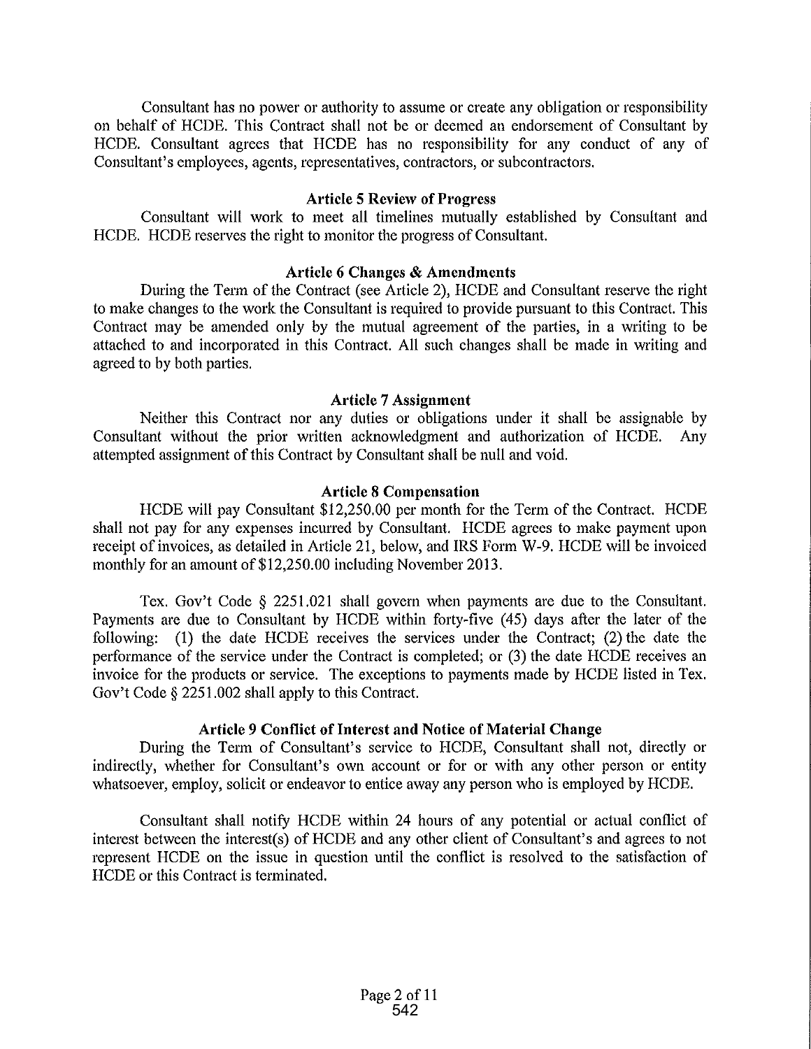Consultant has no power or authority to assume or create any obligation or responsibility on behalf of HCDE. This Contract shall not be or deemed an endorsement of Consultant by HCDE. Consultant agrees that HCDE has no responsibility for any conduct of any of Consultant's employees, agents, representatives, contractors, or subcontractors.

### Article 5 Review of Progress

Consultant will work to meet all timelines mutually established by Consultant and HCDE. HCDE reserves the right to monitor the progress of Consultant.

### Article 6 Changes & Amendments

During the Term of the Contract (see Article 2), HCDE and Consultant reserve the right to make changes to the work the Consultant is required to provide pursuant to this Contract. This Contract may be amended only by the mutual agreement of the parties, in a writing to be attached to and incorporated in this Contract. All such changes shall be made in writing and agreed to by both parties.

### Article 7 Assignment

Neither this Contract nor any duties or obligations under it shall be assignable by Consultant without the prior written acknowledgment and authorization of HCDE. Any attempted assignment of this Contract by Consultant shall be null and void.

### Article 8 Compensation

HCDE will pay Consultant $12,250.00 per month for the Term of the Contract. HCDE shall not pay for any expenses incurred by Consultant. HCDE agrees to make payment upon receipt of invoices, as detailed in Article 21, below, and IRS Form W-9. HCDE will be invoiced monthly for an amount of $12,250.00 including November 2013.

Tex. Gov't Code § 2251.021 shall govern when payments are due to the Consultant. Payments are due to Consultant by HCDE within forty-five (45) days after the later of the following: (1) the date HCDE receives the services under the Contract; (2) the date the performance of the service under the Contract is completed; or (3) the date HCDE receives an invoice for the products or service. The exceptions to payments made by HCDE listed in Tex. Gov't Code § 2251.002 shall apply to this Contract.

### Article 9 Conflict of Interest and Notice of Material Change

During the Term of Consultant's service to HCDE, Consultant shall not, directly or indirectly, whether for Consultant's own account or for or with any other person or entity whatsoever, employ, solicit or endeavor to entice away any person who is employed by HCDE.

Consultant shall notify HCDE within 24 hours of any potential or actual conflict of interest between the interest(s) of HCDE and any other client of Consultant's and agrees to not represent HCDE on the issue in question until the conflict is resolved to the satisfaction of HCDE or this Contract is terminated.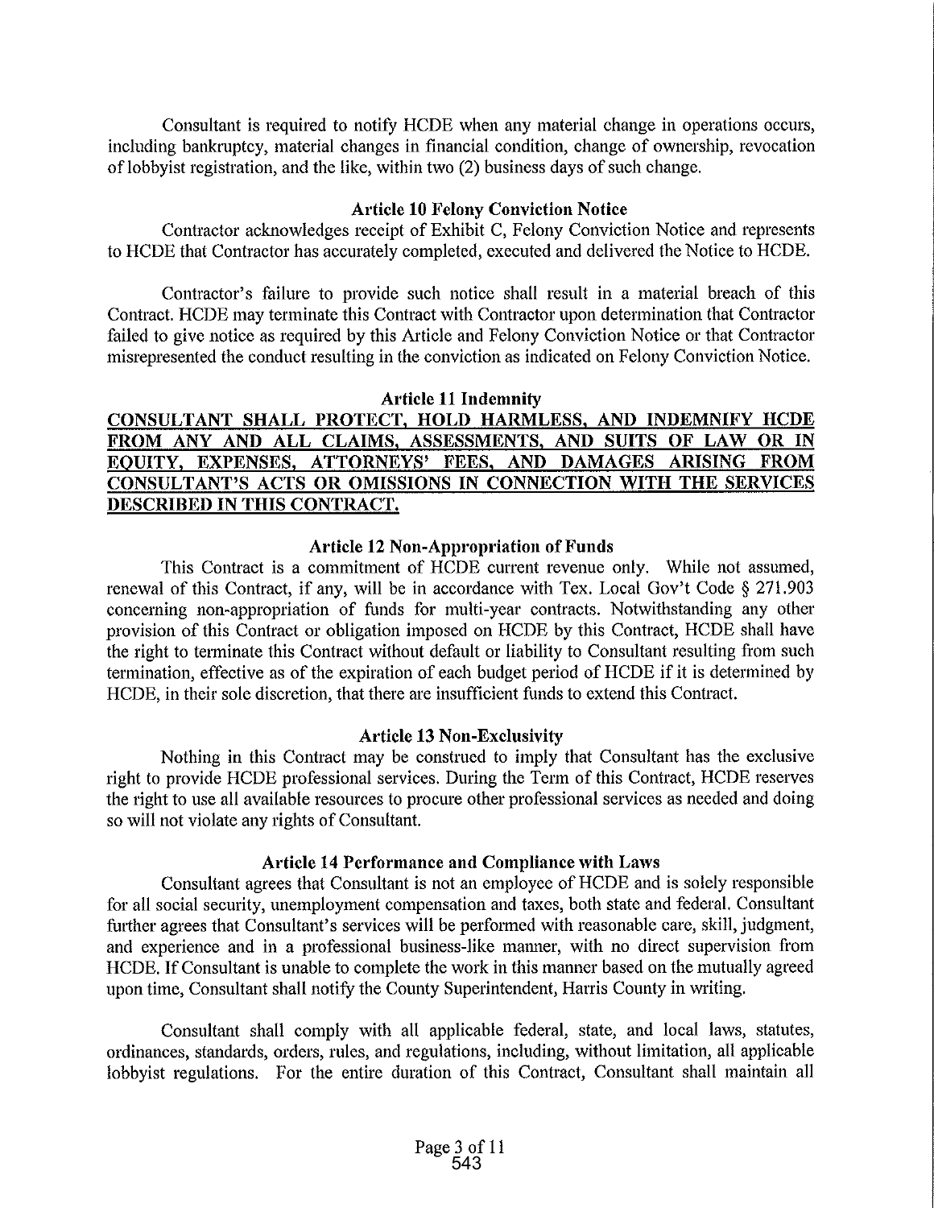Consultant is required to notify HCDE when any material change in operations occurs, including bankruptcy, material changes in financial condition, change of ownership, revocation of lobbyist registration, and the like, within two (2) business days of such change.

### Article 10 Felony Conviction Notice

Contractor acknowledges receipt of Exhibit C, Felony Conviction Notice and represents to HCDE that Contractor has accurately completed, executed and delivered the Notice to HCDE.

Contractor's failure to provide such notice shall result in a material breach of this Contract. HCDE may terminate this Contract with Contractor upon determination that Contractor failed to give notice as required by this Article and Felony Conviction Notice or that Contractor misrepresented the conduct resulting in the conviction as indicated on Felony Conviction Notice.

### Article 11 Indemnity

**CONSULTANT SHALL PROTECT, HOLD HARMLESS, AND INDEMNIFY HCDE FROM ANY AND ALL CLAIMS, ASSESSMENTS, AND SUITS OF LAW OR IN EQUITY, EXPENSES, ATTORNEYS' FEES, AND DAMAGES ARISING FROM CONSULTANT'S ACTS OR OMISSIONS IN CONNECTION WITH THE SERVICES DESCRIBED IN THIS CONTRACT.**

### Article 12 Non-Appropriation of Funds

This Contract is a commitment of HCDE current revenue only. While not assumed, renewal of this Contract, if any, will be in accordance with Tex. Local Gov't Code § 271.903 concerning non-appropriation of funds for multi-year contracts. Notwithstanding any other provision of this Contract or obligation imposed on HCDE by this Contract, HCDE shall have the right to terminate this Contract without default or liability to Consultant resulting from such termination, effective as of the expiration of each budget period of HCDE if it is determined by HCDE, in their sole discretion, that there are insufficient funds to extend this Contract.

### Article 13 Non-Exclusivity

Nothing in this Contract may be construed to imply that Consultant has the exclusive right to provide HCDE professional services. During the Term of this Contract, HCDE reserves the right to use all available resources to procure other professional services as needed and doing so will not violate any rights of Consultant.

### Article 14 Performance and Compliance with Laws

Consultant agrees that Consultant is not an employee of HCDE and is solely responsible for all social security, unemployment compensation and taxes, both state and federal. Consultant further agrees that Consultant's services will be performed with reasonable care, skill, judgment, and experience and in a professional business-like manner, with no direct supervision from HCDE. If Consultant is unable to complete the work in this manner based on the mutually agreed upon time, Consultant shall notify the County Superintendent, Harris County in writing.

Consultant shall comply with all applicable federal, state, and local laws, statutes, ordinances, standards, orders, rules, and regulations, including, without limitation, all applicable lobbyist regulations. For the entire duration of this Contract, Consultant shall maintain all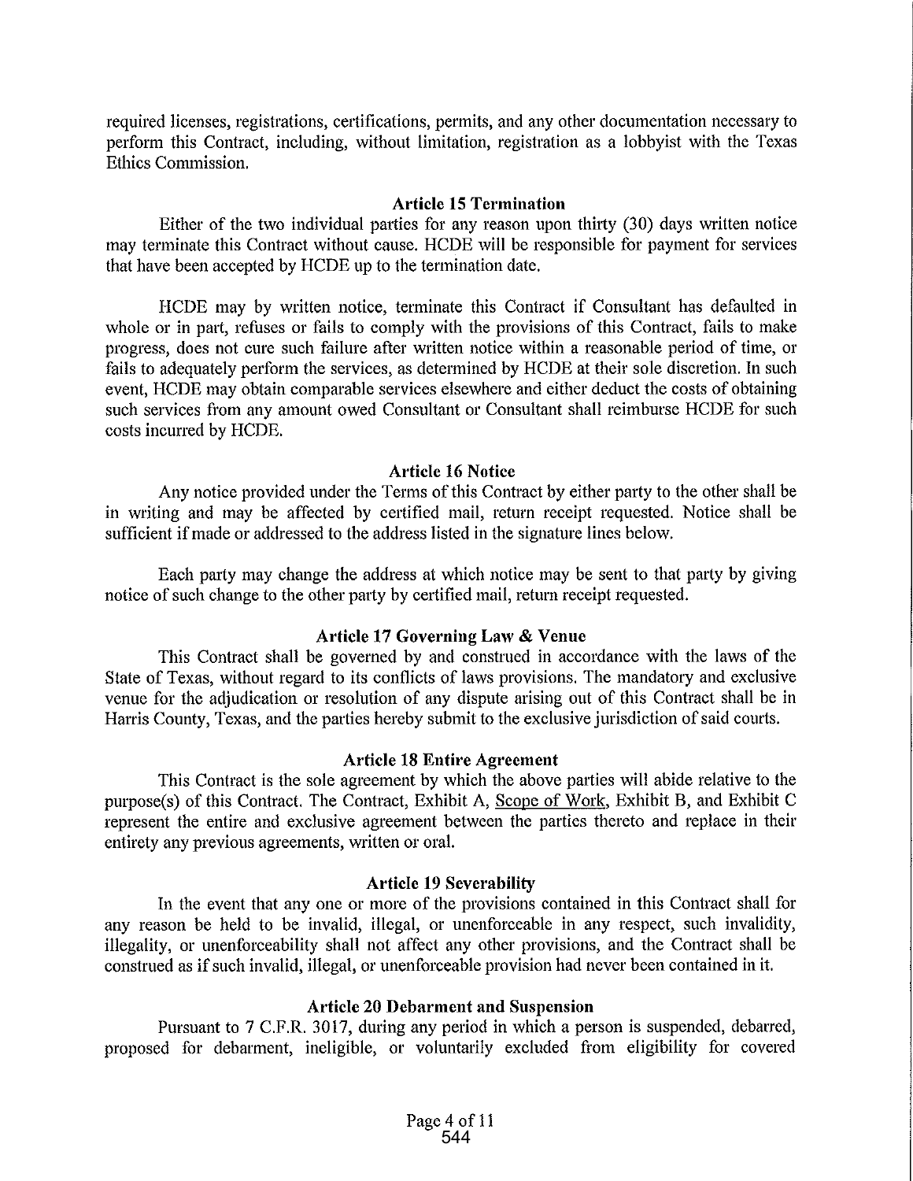required licenses, registrations, certifications, permits, and any other documentation necessary to perform this Contract, including, without limitation, registration as a lobbyist with the Texas Ethics Commission.

### Article 15 Termination

Either of the two individual parties for any reason upon thirty (30) days written notice may terminate this Contract without cause. HCDE will be responsible for payment for services that have been accepted by HCDE up to the termination date.

HCDE may by written notice, terminate this Contract if Consultant has defaulted in whole or in part, refuses or fails to comply with the provisions of this Contract, fails to make progress, does not cure such failure after written notice within a reasonable period of time, or fails to adequately perform the services, as determined by HCDE at their sole discretion. In such event, HCDE may obtain comparable services elsewhere and either deduct the costs of obtaining such services from any amount owed Consultant or Consultant shall reimburse HCDE for such costs incurred by HCDE.

### Article 16 Notice

Any notice provided under the Terms of this Contract by either party to the other shall be in writing and may be affected by certified mail, return receipt requested. Notice shall be sufficient if made or addressed to the address listed in the signature lines below.

Each party may change the address at which notice may be sent to that party by giving notice of such change to the other party by certified mail, return receipt requested.

### Article 17 Governing Law & Venue

This Contract shall be governed by and construed in accordance with the laws of the State of Texas, without regard to its conflicts of laws provisions. The mandatory and exclusive venue for the adjudication or resolution of any dispute arising out of this Contract shall be in Harris County, Texas, and the parties hereby submit to the exclusive jurisdiction of said courts.

### Article 18 Entire Agreement

This Contract is the sole agreement by which the above parties will abide relative to the purpose(s) of this Contract. The Contract, Exhibit A, Scope of Work, Exhibit B, and Exhibit C represent the entire and exclusive agreement between the parties thereto and replace in their entirety any previous agreements, written or oral.

### Article 19 Severability

In the event that any one or more of the provisions contained in this Contract shall for any reason be held to be invalid, illegal, or unenforceable in any respect, such invalidity, illegality, or unenforceability shall not affect any other provisions, and the Contract shall be construed as if such invalid, illegal, or unenforceable provision had never been contained in it.

### Article 20 Debarment and Suspension

Pursuant to 7 C.F.R. 3017, during any period in which a person is suspended, debarred, proposed for debarment, ineligible, or voluntarily excluded from eligibility for covered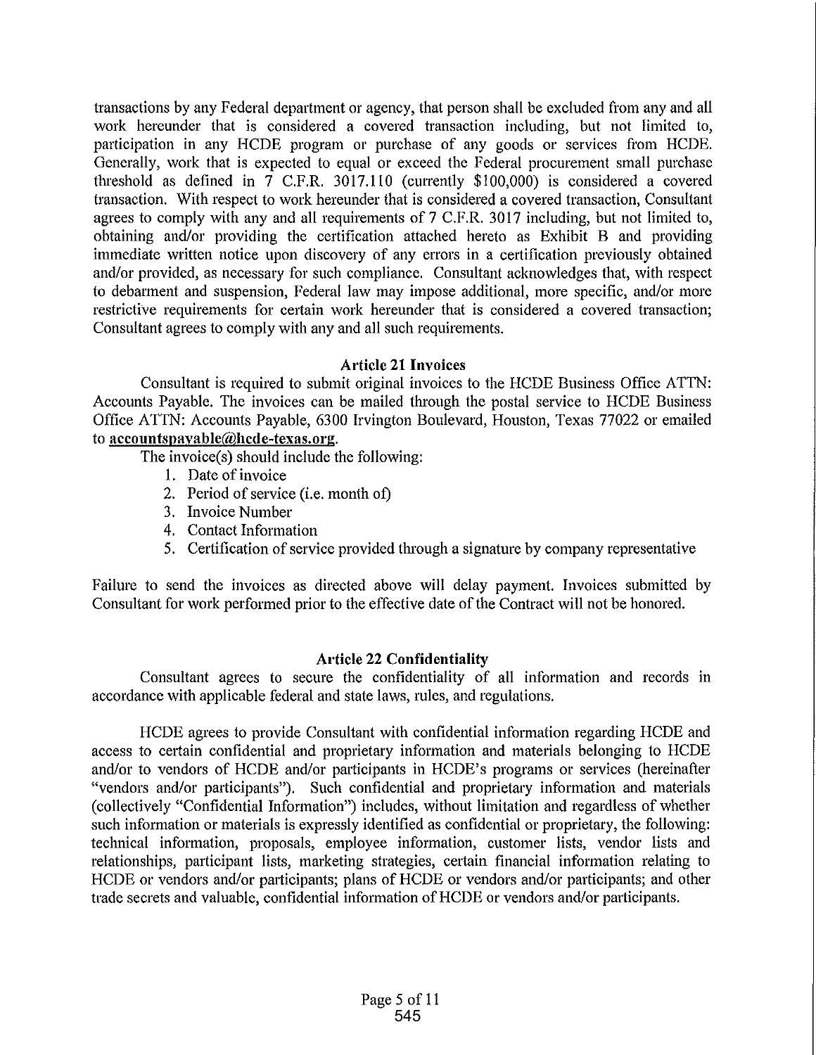transactions by any Federal department or agency, that person shall be excluded from any and all work hereunder that is considered a covered transaction including, but not limited to, participation in any HCDE program or purchase of any goods or services from HCDE. Generally, work that is expected to equal or exceed the Federal procurement small purchase threshold as defined in 7 C.F.R. 3017.110 (currently $100,000) is considered a covered transaction. With respect to work hereunder that is considered a covered transaction, Consultant agrees to comply with any and all requirements of 7 C.F.R. 3017 including, but not limited to, obtaining and/or providing the certification attached hereto as Exhibit B and providing immediate written notice upon discovery of any errors in a certification previously obtained and/or provided, as necessary for such compliance. Consultant acknowledges that, with respect to debarment and suspension, Federal law may impose additional, more specific, and/or more restrictive requirements for certain work hereunder that is considered a covered transaction; Consultant agrees to comply with any and all such requirements.

### Article 21 Invoices

Consultant is required to submit original invoices to the HCDE Business Office ATTN: Accounts Payable. The invoices can be mailed through the postal service to HCDE Business Office ATTN: Accounts Payable, 6300 Irvington Boulevard, Houston, Texas 77022 or emailed to **accountspayable@hcde-texas.org**.

The invoice(s) should include the following:

1. Date of invoice
2. Period of service (i.e. month of)
3. Invoice Number
4. Contact Information
5. Certification of service provided through a signature by company representative

Failure to send the invoices as directed above will delay payment. Invoices submitted by Consultant for work performed prior to the effective date of the Contract will not be honored.

### Article 22 Confidentiality

Consultant agrees to secure the confidentiality of all information and records in accordance with applicable federal and state laws, rules, and regulations.

HCDE agrees to provide Consultant with confidential information regarding HCDE and access to certain confidential and proprietary information and materials belonging to HCDE and/or to vendors of HCDE and/or participants in HCDE's programs or services (hereinafter "vendors and/or participants"). Such confidential and proprietary information and materials (collectively "Confidential Information") includes, without limitation and regardless of whether such information or materials is expressly identified as confidential or proprietary, the following: technical information, proposals, employee information, customer lists, vendor lists and relationships, participant lists, marketing strategies, certain financial information relating to HCDE or vendors and/or participants; plans of HCDE or vendors and/or participants; and other trade secrets and valuable, confidential information of HCDE or vendors and/or participants.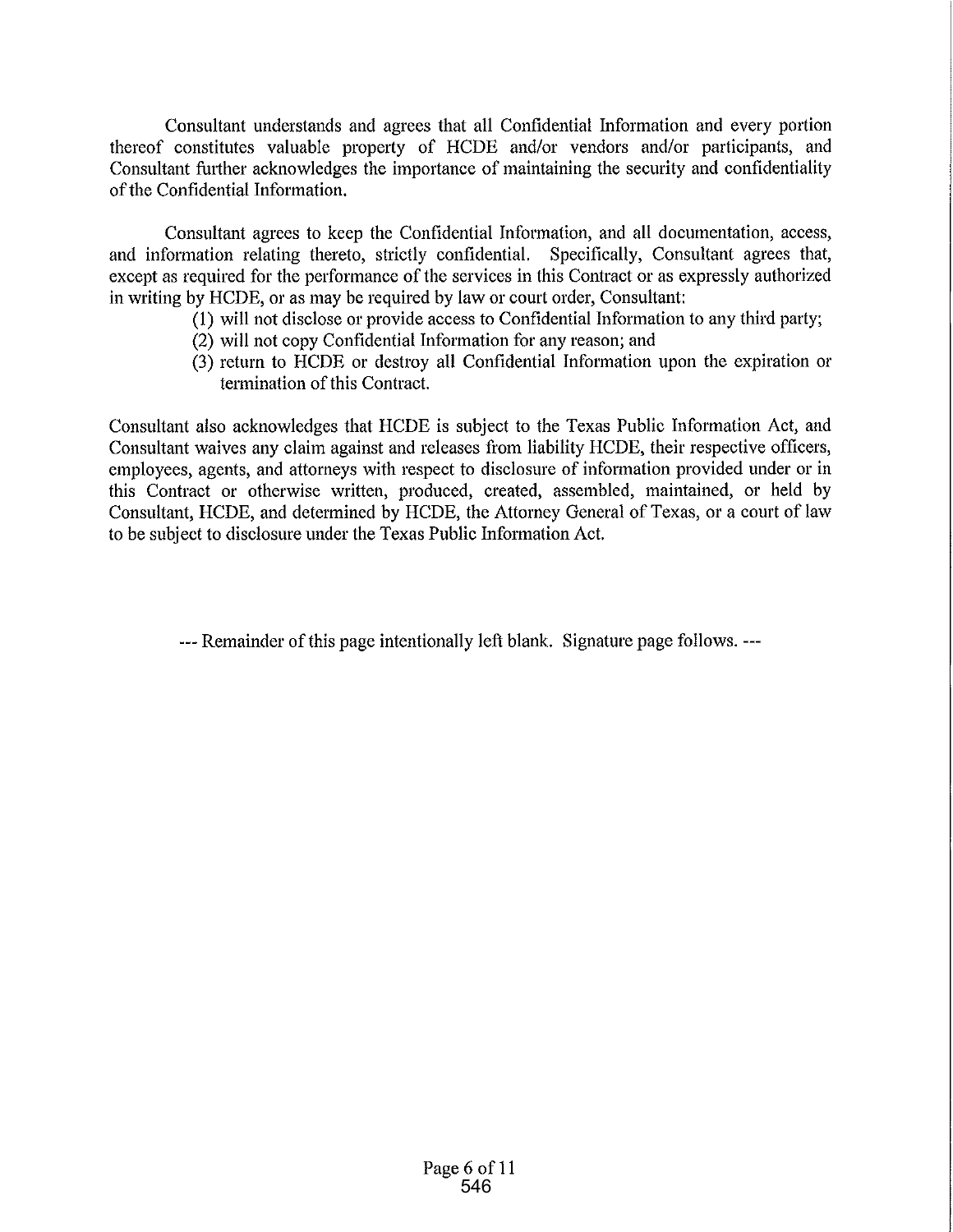Consultant understands and agrees that all Confidential Information and every portion thereof constitutes valuable property of HCDE and/or vendors and/or participants, and Consultant further acknowledges the importance of maintaining the security and confidentiality of the Confidential Information.

Consultant agrees to keep the Confidential Information, and all documentation, access, and information relating thereto, strictly confidential. Specifically, Consultant agrees that, except as required for the performance of the services in this Contract or as expressly authorized in writing by HCDE, or as may be required by law or court order, Consultant:

(1) will not disclose or provide access to Confidential Information to any third party;
(2) will not copy Confidential Information for any reason; and
(3) return to HCDE or destroy all Confidential Information upon the expiration or termination of this Contract.

Consultant also acknowledges that HCDE is subject to the Texas Public Information Act, and Consultant waives any claim against and releases from liability HCDE, their respective officers, employees, agents, and attorneys with respect to disclosure of information provided under or in this Contract or otherwise written, produced, created, assembled, maintained, or held by Consultant, HCDE, and determined by HCDE, the Attorney General of Texas, or a court of law to be subject to disclosure under the Texas Public Information Act.

--- Remainder of this page intentionally left blank. Signature page follows. ---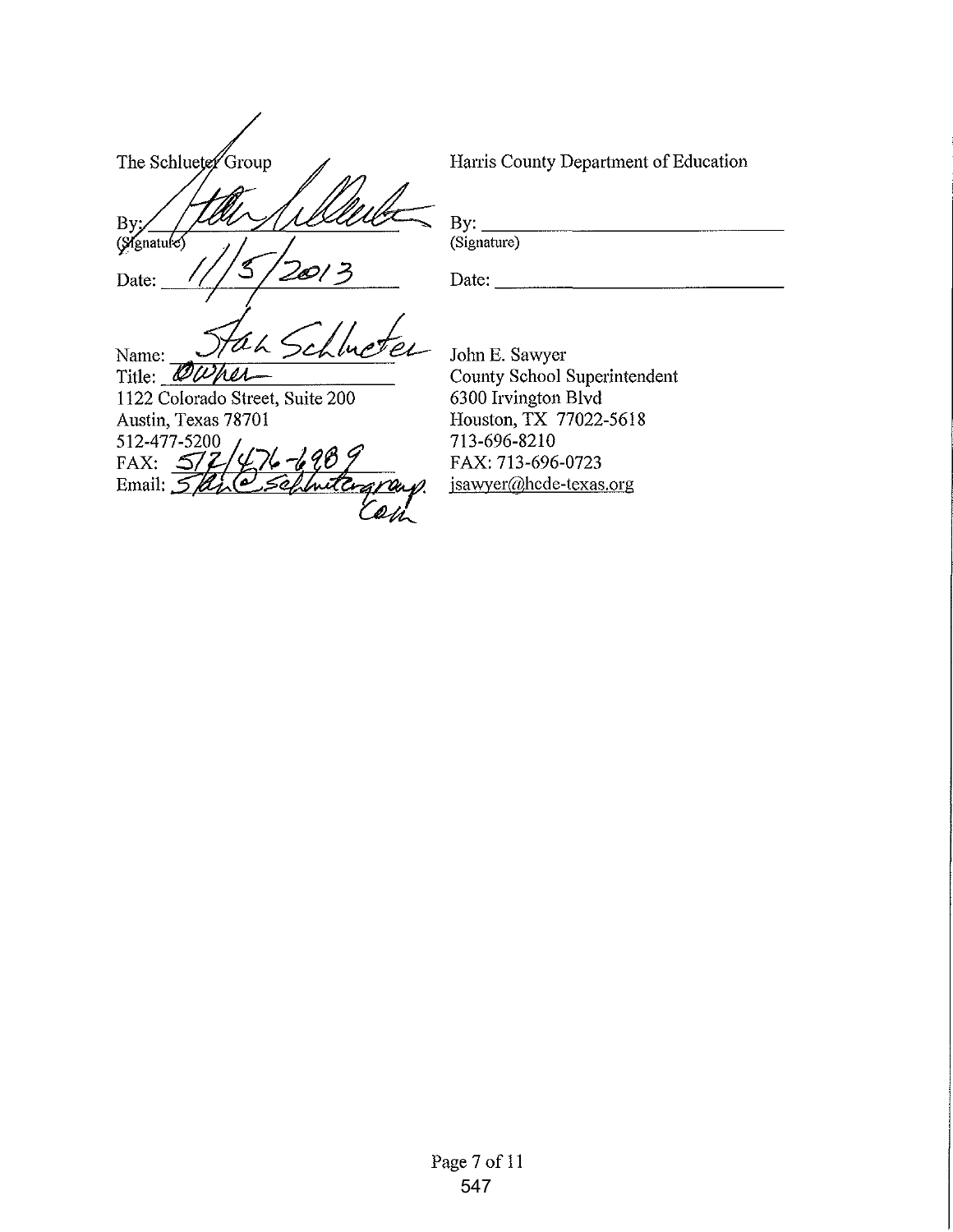| The Schlueter Group | Harris County Department of Education |
|---|---|
| By: *[signature]* | By: ______________________ |
| (Signature) | (Signature) |
| Date: 11/5/2013 | Date: ______________________ |
| Name: Stan Schlueter | John E. Sawyer |
| Title: Owner | County School Superintendent |
| 1122 Colorado Street, Suite 200 | 6300 Irvington Blvd |
| Austin, Texas 78701 | Houston, TX 77022-5618 |
| 512-477-5200 | 713-696-8210 |
| FAX: 512/476-6989 | FAX: 713-696-0723 |
| Email: Stan@schluetergroup.com | jsawyer@hcde-texas.org |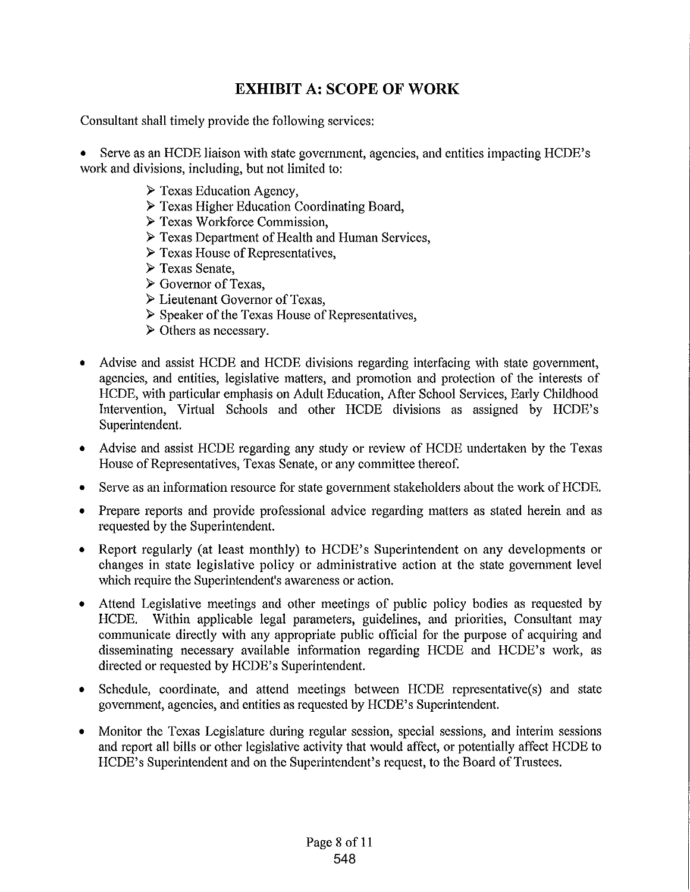# EXHIBIT A: SCOPE OF WORK

Consultant shall timely provide the following services:

- Serve as an HCDE liaison with state government, agencies, and entities impacting HCDE's work and divisions, including, but not limited to:
  - Texas Education Agency,
  - Texas Higher Education Coordinating Board,
  - Texas Workforce Commission,
  - Texas Department of Health and Human Services,
  - Texas House of Representatives,
  - Texas Senate,
  - Governor of Texas,
  - Lieutenant Governor of Texas,
  - Speaker of the Texas House of Representatives,
  - Others as necessary.

- Advise and assist HCDE and HCDE divisions regarding interfacing with state government, agencies, and entities, legislative matters, and promotion and protection of the interests of HCDE, with particular emphasis on Adult Education, After School Services, Early Childhood Intervention, Virtual Schools and other HCDE divisions as assigned by HCDE's Superintendent.

- Advise and assist HCDE regarding any study or review of HCDE undertaken by the Texas House of Representatives, Texas Senate, or any committee thereof.

- Serve as an information resource for state government stakeholders about the work of HCDE.

- Prepare reports and provide professional advice regarding matters as stated herein and as requested by the Superintendent.

- Report regularly (at least monthly) to HCDE's Superintendent on any developments or changes in state legislative policy or administrative action at the state government level which require the Superintendent's awareness or action.

- Attend Legislative meetings and other meetings of public policy bodies as requested by HCDE. Within applicable legal parameters, guidelines, and priorities, Consultant may communicate directly with any appropriate public official for the purpose of acquiring and disseminating necessary available information regarding HCDE and HCDE's work, as directed or requested by HCDE's Superintendent.

- Schedule, coordinate, and attend meetings between HCDE representative(s) and state government, agencies, and entities as requested by HCDE's Superintendent.

- Monitor the Texas Legislature during regular session, special sessions, and interim sessions and report all bills or other legislative activity that would affect, or potentially affect HCDE to HCDE's Superintendent and on the Superintendent's request, to the Board of Trustees.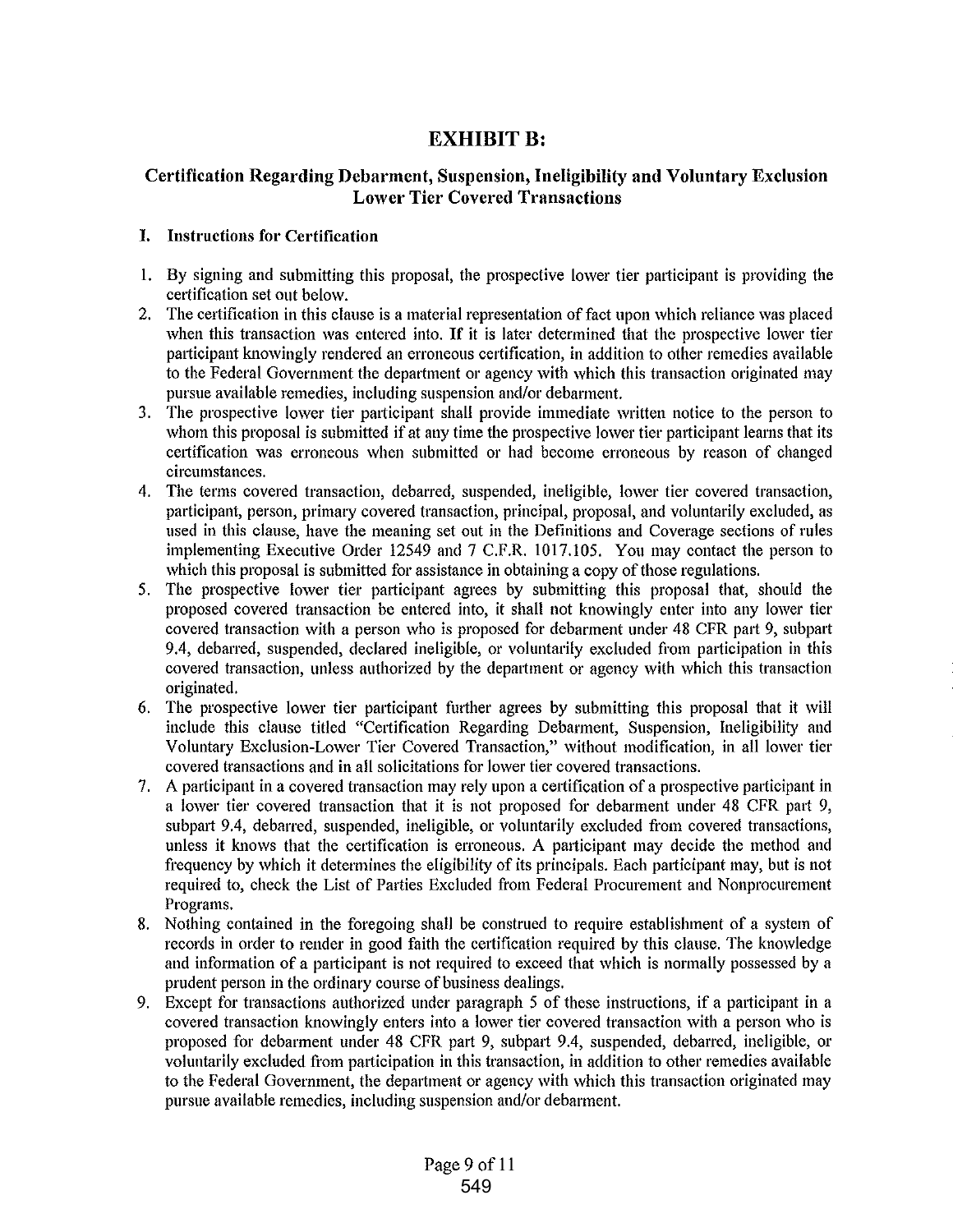# EXHIBIT B:

## Certification Regarding Debarment, Suspension, Ineligibility and Voluntary Exclusion Lower Tier Covered Transactions

### I. Instructions for Certification

1. By signing and submitting this proposal, the prospective lower tier participant is providing the certification set out below.
2. The certification in this clause is a material representation of fact upon which reliance was placed when this transaction was entered into. If it is later determined that the prospective lower tier participant knowingly rendered an erroneous certification, in addition to other remedies available to the Federal Government the department or agency with which this transaction originated may pursue available remedies, including suspension and/or debarment.
3. The prospective lower tier participant shall provide immediate written notice to the person to whom this proposal is submitted if at any time the prospective lower tier participant learns that its certification was erroneous when submitted or had become erroneous by reason of changed circumstances.
4. The terms covered transaction, debarred, suspended, ineligible, lower tier covered transaction, participant, person, primary covered transaction, principal, proposal, and voluntarily excluded, as used in this clause, have the meaning set out in the Definitions and Coverage sections of rules implementing Executive Order 12549 and 7 C.F.R. 1017.105. You may contact the person to which this proposal is submitted for assistance in obtaining a copy of those regulations.
5. The prospective lower tier participant agrees by submitting this proposal that, should the proposed covered transaction be entered into, it shall not knowingly enter into any lower tier covered transaction with a person who is proposed for debarment under 48 CFR part 9, subpart 9.4, debarred, suspended, declared ineligible, or voluntarily excluded from participation in this covered transaction, unless authorized by the department or agency with which this transaction originated.
6. The prospective lower tier participant further agrees by submitting this proposal that it will include this clause titled "Certification Regarding Debarment, Suspension, Ineligibility and Voluntary Exclusion-Lower Tier Covered Transaction," without modification, in all lower tier covered transactions and in all solicitations for lower tier covered transactions.
7. A participant in a covered transaction may rely upon a certification of a prospective participant in a lower tier covered transaction that it is not proposed for debarment under 48 CFR part 9, subpart 9.4, debarred, suspended, ineligible, or voluntarily excluded from covered transactions, unless it knows that the certification is erroneous. A participant may decide the method and frequency by which it determines the eligibility of its principals. Each participant may, but is not required to, check the List of Parties Excluded from Federal Procurement and Nonprocurement Programs.
8. Nothing contained in the foregoing shall be construed to require establishment of a system of records in order to render in good faith the certification required by this clause. The knowledge and information of a participant is not required to exceed that which is normally possessed by a prudent person in the ordinary course of business dealings.
9. Except for transactions authorized under paragraph 5 of these instructions, if a participant in a covered transaction knowingly enters into a lower tier covered transaction with a person who is proposed for debarment under 48 CFR part 9, subpart 9.4, suspended, debarred, ineligible, or voluntarily excluded from participation in this transaction, in addition to other remedies available to the Federal Government, the department or agency with which this transaction originated may pursue available remedies, including suspension and/or debarment.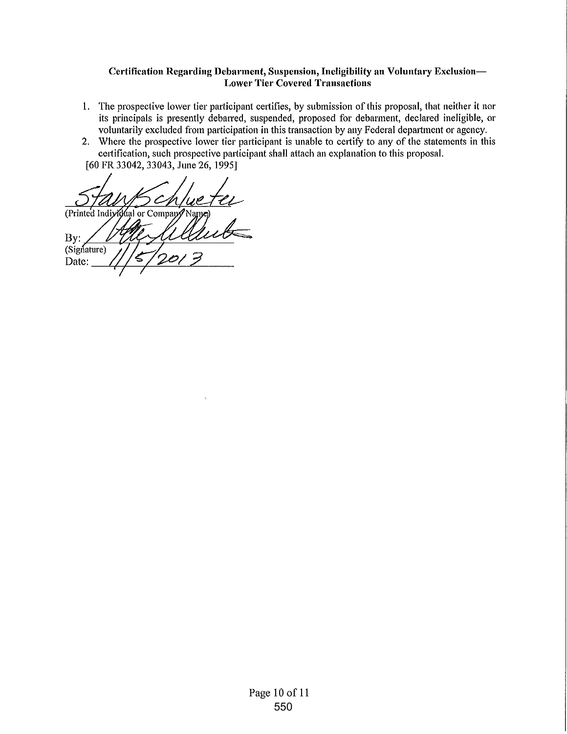**Certification Regarding Debarment, Suspension, Ineligibility an Voluntary Exclusion—**
**Lower Tier Covered Transactions**

1. The prospective lower tier participant certifies, by submission of this proposal, that neither it nor its principals is presently debarred, suspended, proposed for debarment, declared ineligible, or voluntarily excluded from participation in this transaction by any Federal department or agency.
2. Where the prospective lower tier participant is unable to certify to any of the statements in this certification, such prospective participant shall attach an explanation to this proposal.

[60 FR 33042, 33043, June 26, 1995]

Stan Schlueter
(Printed Individual or Company Name)

By: _______________
(Signature)

Date: 11/5/2013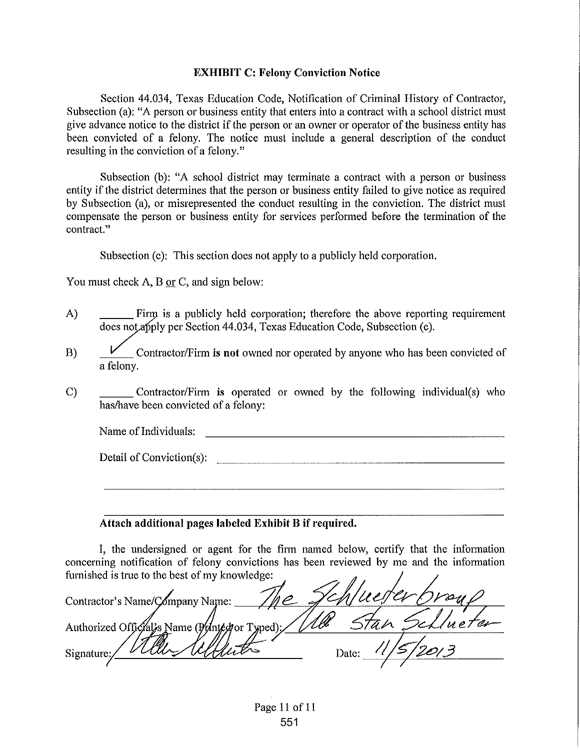### EXHIBIT C: Felony Conviction Notice

Section 44.034, Texas Education Code, Notification of Criminal History of Contractor, Subsection (a): "A person or business entity that enters into a contract with a school district must give advance notice to the district if the person or an owner or operator of the business entity has been convicted of a felony. The notice must include a general description of the conduct resulting in the conviction of a felony."

Subsection (b): "A school district may terminate a contract with a person or business entity if the district determines that the person or business entity failed to give notice as required by Subsection (a), or misrepresented the conduct resulting in the conviction. The district must compensate the person or business entity for services performed before the termination of the contract."

Subsection (c): This section does not apply to a publicly held corporation.

You must check A, B or C, and sign below:

A) \_\_\_\_\_\_ Firm is a publicly held corporation; therefore the above reporting requirement does not apply per Section 44.034, Texas Education Code, Subsection (c).

B) \_\_✓\_\_ Contractor/Firm **is not** owned nor operated by anyone who has been convicted of a felony.

C) \_\_\_\_\_\_ Contractor/Firm **is** operated or owned by the following individual(s) who has/have been convicted of a felony:

Name of Individuals: \_\_\_\_\_\_\_\_\_\_\_\_\_\_\_\_\_\_\_\_\_\_\_\_\_\_\_\_

Detail of Conviction(s): \_\_\_\_\_\_\_\_\_\_\_\_\_\_\_\_\_\_\_\_\_\_\_\_\_\_\_\_

**Attach additional pages labeled Exhibit B if required.**

I, the undersigned or agent for the firm named below, certify that the information concerning notification of felony convictions has been reviewed by me and the information furnished is true to the best of my knowledge:

Contractor's Name/Company Name: The Schlueter Group

Authorized Official's Name (Printed or Typed): Wm Stan Schlueter

Signature: [signature] Date: 11/5/2013